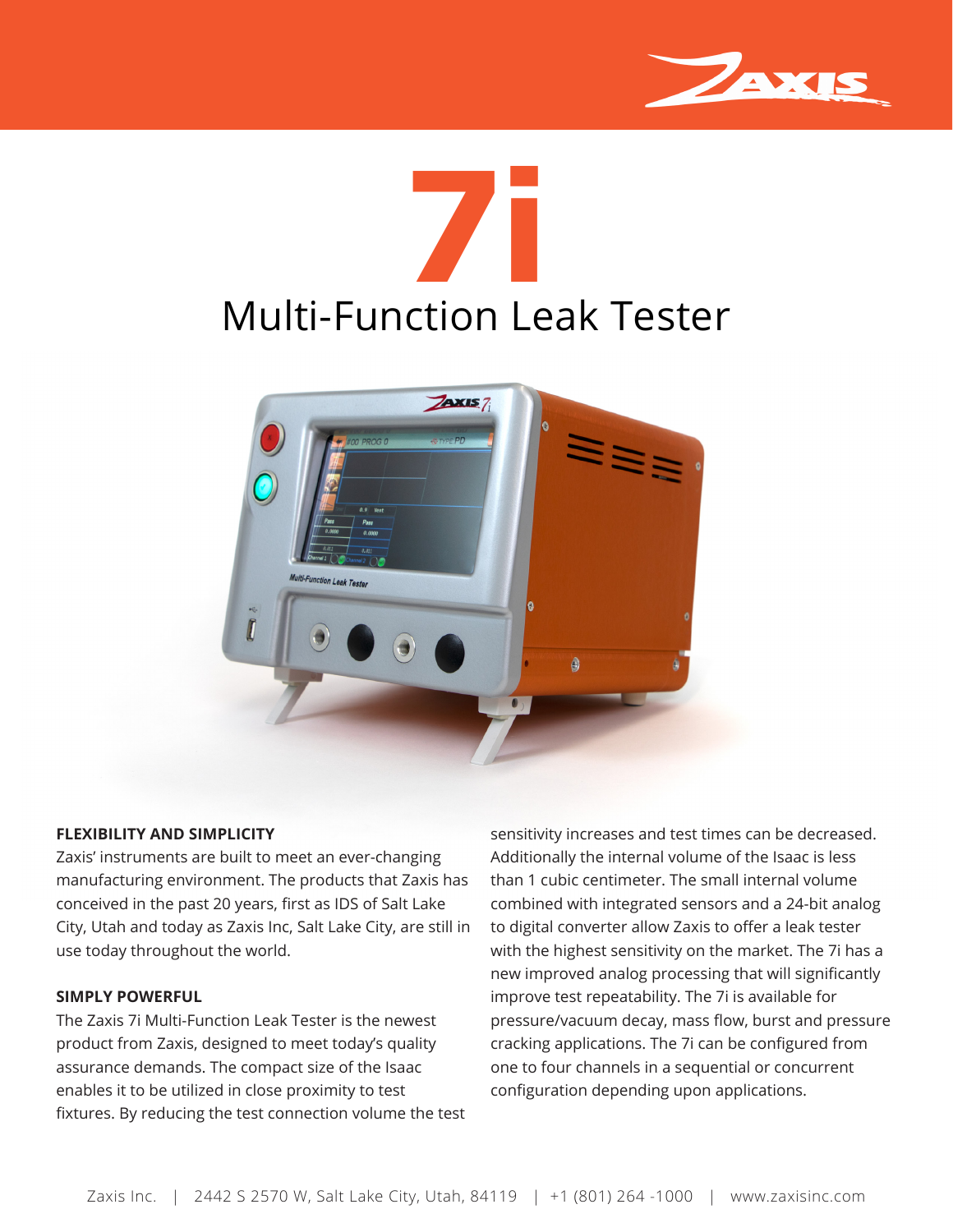# 7i

## Multi-Function Leak Tester

**FLEXIBILITY AND SIMPLICITY**

Zaxis' instruments are built to meet an ever-changing manufacturing environment. The products that Zaxis has conceived in the past 20 years, first as IDS of Salt Lake City, Utah and today as Zaxis Inc, Salt Lake City, are still in use today throughout the world.

**SIMPLY POWERFUL**

The Zaxis 7i Multi-Function Leak Tester is the newest product from Zaxis, designed to meet today's quality assurance demands. The compact size of the Isaac enables it to be utilized in close proximity to test fixtures. By reducing the test connection volume the test sensitivity increases and test times can be decreased. Additionally the internal volume of the Isaac is less than 1 cubic centimeter. The small internal volume combined with integrated sensors and a 24-bit analog to digital converter allow Zaxis to offer a leak tester with the highest sensitivity on the market. The 7i has a new improved analog processing that will significantly improve test repeatability. The 7i is available for pressure/vacuum decay, mass flow, burst and pressure cracking applications. The 7i can be configured from one to four channels in a sequential or concurrent configuration depending upon applications.

Zaxis Inc. | 2442 S 2570 W, Salt Lake City, Utah, 84119 | +1 (801) 264 -1000 | www.zaxisinc.com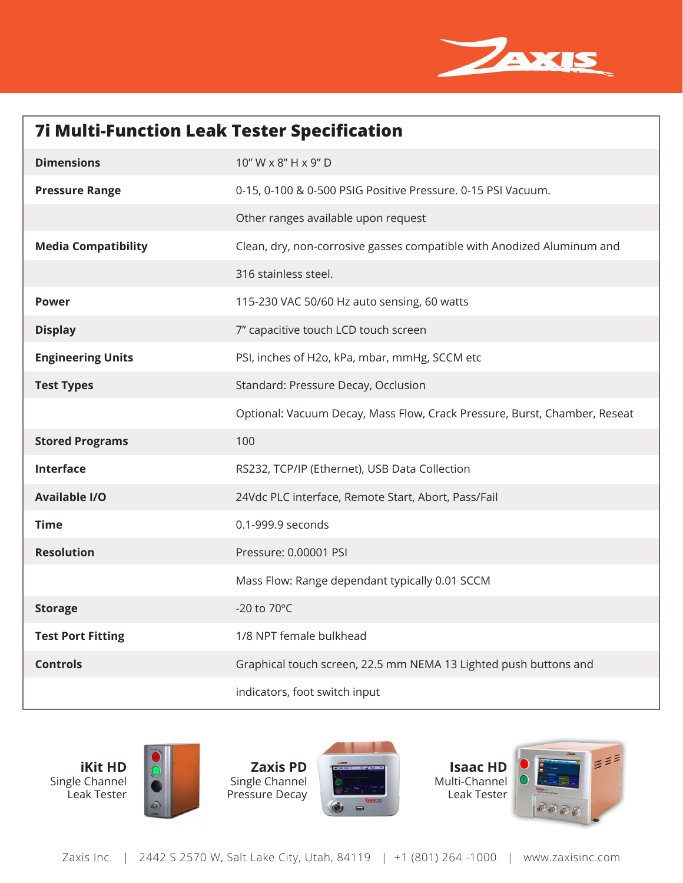## 7i Multi-Function Leak Tester Specification

| | |
|---|---|
| **Dimensions** | 10" W x 8" H x 9" D |
| **Pressure Range** | 0-15, 0-100 & 0-500 PSIG Positive Pressure. 0-15 PSI Vacuum. |
| | Other ranges available upon request |
| **Media Compatibility** | Clean, dry, non-corrosive gasses compatible with Anodized Aluminum and |
| | 316 stainless steel. |
| **Power** | 115-230 VAC 50/60 Hz auto sensing, 60 watts |
| **Display** | 7" capacitive touch LCD touch screen |
| **Engineering Units** | PSI, inches of H2o, kPa, mbar, mmHg, SCCM etc |
| **Test Types** | Standard: Pressure Decay, Occlusion |
| | Optional: Vacuum Decay, Mass Flow, Crack Pressure, Burst, Chamber, Reseat |
| **Stored Programs** | 100 |
| **Interface** | RS232, TCP/IP (Ethernet), USB Data Collection |
| **Available I/O** | 24Vdc PLC interface, Remote Start, Abort, Pass/Fail |
| **Time** | 0.1-999.9 seconds |
| **Resolution** | Pressure: 0.00001 PSI |
| | Mass Flow: Range dependant typically 0.01 SCCM |
| **Storage** | -20 to 70ºC |
| **Test Port Fitting** | 1/8 NPT female bulkhead |
| **Controls** | Graphical touch screen, 22.5 mm NEMA 13 Lighted push buttons and |
| | indicators, foot switch input |

**iKit HD**
Single Channel
Leak Tester

**Zaxis PD**
Single Channel
Pressure Decay

**Isaac HD**
Multi-Channel
Leak Tester

Zaxis Inc. | 2442 S 2570 W, Salt Lake City, Utah, 84119 | +1 (801) 264 -1000 | www.zaxisinc.com